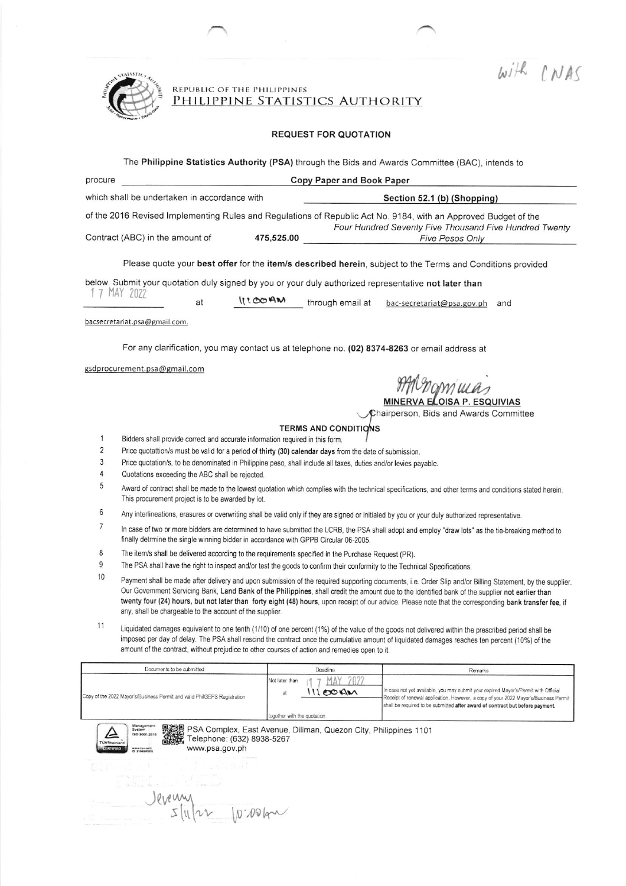with CNAS

REPUBLIC OF THE PHILIPPINES
PHILIPPINE STATISTICS AUTHORITY

## REQUEST FOR QUOTATION

The **Philippine Statistics Authority (PSA)** through the Bids and Awards Committee (BAC), intends to procure **Copy Paper and Book Paper** which shall be undertaken in accordance with **Section 52.1 (b) (Shopping)** of the 2016 Revised Implementing Rules and Regulations of Republic Act No. 9184, with an Approved Budget of the Contract (ABC) in the amount of **475,525.00** *Four Hundred Seventy Five Thousand Five Hundred Twenty Five Pesos Only*

Please quote your **best offer** for the **item/s described herein**, subject to the Terms and Conditions provided below. Submit your quotation duly signed by you or your duly authorized representative **not later than** 17 MAY 2022 at 11:00AM through email at bac-secretariat@psa.gov.ph and bacsecretariat.psa@gmail.com.

For any clarification, you may contact us at telephone no. **(02) 8374-8263** or email address at gsdprocurement.psa@gmail.com

**MINERVA ELOISA P. ESQUIVIAS**
Chairperson, Bids and Awards Committee

### TERMS AND CONDITIONS

1. Bidders shall provide correct and accurate information required in this form.
2. Price quotattion/s must be valid for a period of **thirty (30) calendar days** from the date of submission.
3. Price quotation/s, to be denominated in Philippine peso, shall include all taxes, duties and/or levies payable.
4. Quotations exceeding the ABC shall be rejected.
5. Award of contract shall be made to the lowest quotation which complies with the technical specifications, and other terms and conditions stated herein. This procurement project is to be awarded by lot.
6. Any interlineations, erasures or overwriting shall be valid only if they are signed or initialed by you or your duly authorized representative.
7. In case of two or more bidders are determined to have submitted the LCRB, the PSA shall adopt and employ "draw lots" as the tie-breaking method to finally detrmine the single winning bidder in accordance with GPPB Circular 06-2005.
8. The item/s shall be delivered according to the requirements specified in the Purchase Request (PR).
9. The PSA shall have the right to inspect and/or test the goods to confirm their conformity to the Technical Specifications.
10. Payment shall be made after delivery and upon submission of the required supporting documents, i.e. Order Slip and/or Billing Statement, by the supplier. Our Government Servicing Bank, **Land Bank of the Philippines**, shall credit the amount due to the identified bank of the supplier **not earlier than twenty four (24) hours, but not later than forty eight (48) hours**, upon receipt of our advice. Please note that the corresponding **bank transfer fee**, if any, shall be chargeable to the account of the supplier.
11. Liquidated damages equivalent to one tenth (1/10) of one percent (1%) of the value of the goods not delivered within the prescribed period shall be imposed per day of delay. The PSA shall rescind the contract once the cumulative amount of liquidated damages reaches ten percent (10%) of the amount of the contract, without prejudice to other courses of action and remedies open to it.

| Documents to be submitted | Deadline | Remarks |
|---|---|---|
| Copy of the 2022 Mayor's/Business Permit and valid PhilGEPS Registration | Not later than 17 MAY 2022 at 11:00AM together with the quotation | In case not yet available, you may submit your expired Mayor's/Permit with Official Receipt of renewal application. However, a copy of your 2022 Mayor's/Business Permit shall be required to be submitted **after award of contract but before payment.** |

PSA Complex, East Avenue, Diliman, Quezon City, Philippines 1101
Telephone: (632) 8938-5267
www.psa.gov.ph

Jeremy 5/11/22 10:00am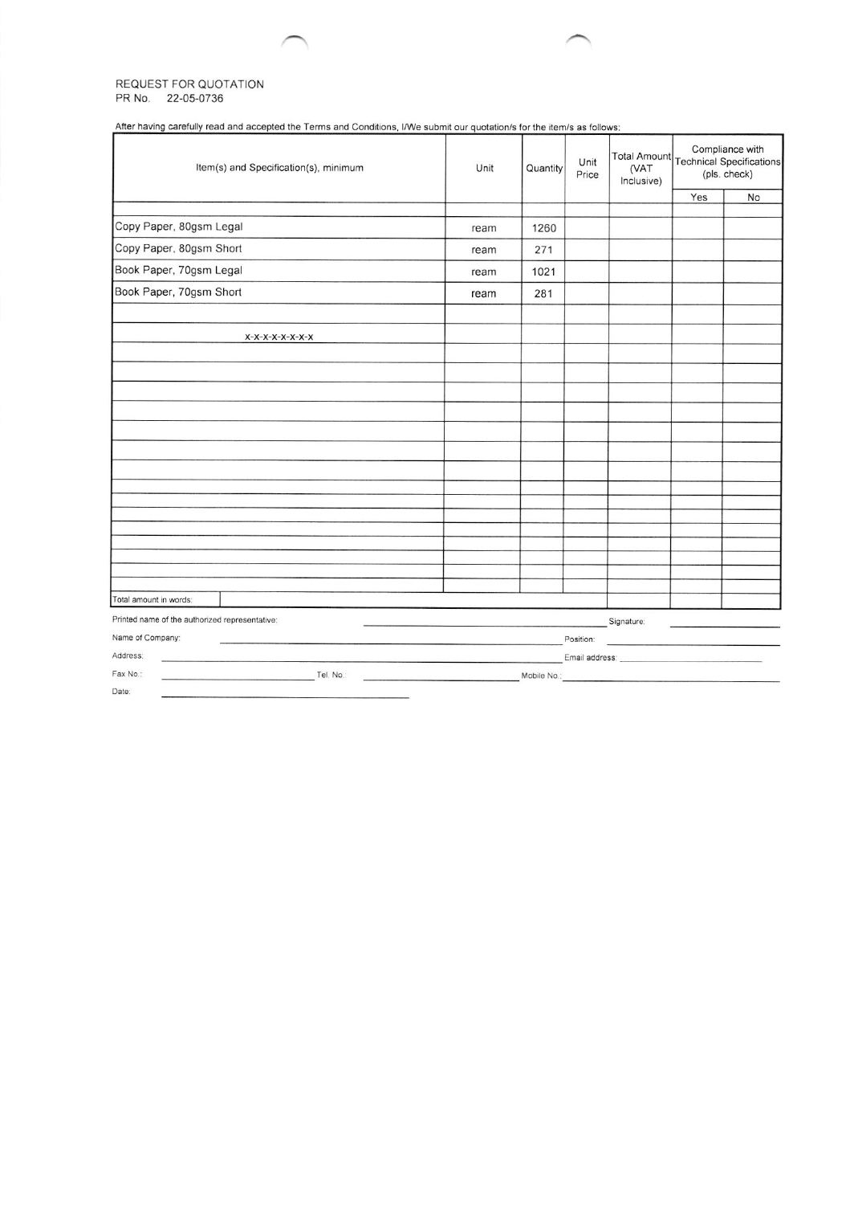REQUEST FOR QUOTATION
PR No. 22-05-0736

After having carefully read and accepted the Terms and Conditions, I/We submit our quotation/s for the item/s as follows:

| Item(s) and Specification(s), minimum | Unit | Quantity | Unit Price | Total Amount (VAT Inclusive) | Compliance with Technical Specifications (pls. check) | |
|---|---|---|---|---|---|---|
| | | | | | Yes | No |
| Copy Paper, 80gsm Legal | ream | 1260 | | | | |
| Copy Paper, 80gsm Short | ream | 271 | | | | |
| Book Paper, 70gsm Legal | ream | 1021 | | | | |
| Book Paper, 70gsm Short | ream | 281 | | | | |
| | | | | | | |
| x-x-x-x-x-x-x-x | | | | | | |
| Total amount in words: | | | | | | |

Printed name of the authorized representative: ______________________ Signature: ______________

Name of Company: ______________________ Position: ______________

Address: ______________________ Email address: ______________

Fax No.: ______________ Tel. No.: ______________ Mobile No.: ______________

Date: ______________